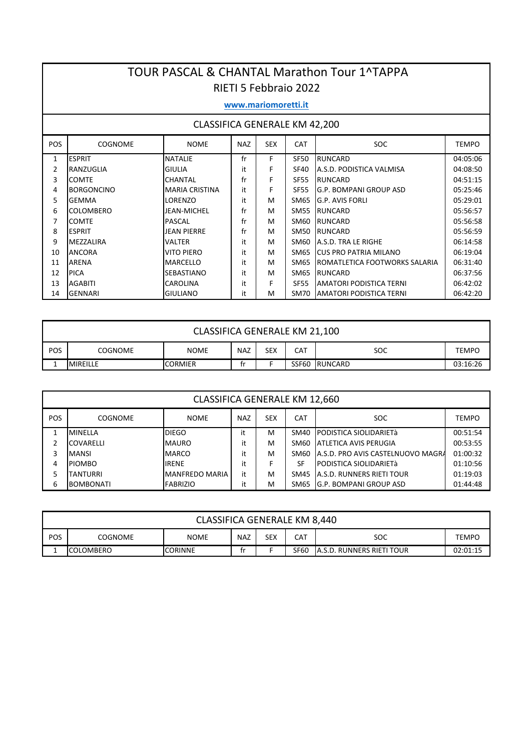# TOUR PASCAL & CHANTAL Marathon Tour 1^TAPPA

## RIETI 5 Febbraio 2022

www.mariomoretti.it

### CLASSIFICA GENERALE KM 42,200

| POS | COGNOME | NOME | NAZ | SEX | CAT | SOC | TEMPO |
|---|---|---|---|---|---|---|---|
| 1 | ESPRIT | NATALIE | fr | F | SF50 | RUNCARD | 04:05:06 |
| 2 | RANZUGLIA | GIULIA | it | F | SF40 | A.S.D. PODISTICA VALMISA | 04:08:50 |
| 3 | COMTE | CHANTAL | fr | F | SF55 | RUNCARD | 04:51:15 |
| 4 | BORGONCINO | MARIA CRISTINA | it | F | SF55 | G.P. BOMPANI GROUP ASD | 05:25:46 |
| 5 | GEMMA | LORENZO | it | M | SM65 | G.P. AVIS FORLI | 05:29:01 |
| 6 | COLOMBERO | JEAN-MICHEL | fr | M | SM55 | RUNCARD | 05:56:57 |
| 7 | COMTE | PASCAL | fr | M | SM60 | RUNCARD | 05:56:58 |
| 8 | ESPRIT | JEAN PIERRE | fr | M | SM50 | RUNCARD | 05:56:59 |
| 9 | MEZZALIRA | VALTER | it | M | SM60 | A.S.D. TRA LE RIGHE | 06:14:58 |
| 10 | ANCORA | VITO PIERO | it | M | SM65 | CUS PRO PATRIA MILANO | 06:19:04 |
| 11 | ARENA | MARCELLO | it | M | SM65 | ROMATLETICA FOOTWORKS SALARIA | 06:31:40 |
| 12 | PICA | SEBASTIANO | it | M | SM65 | RUNCARD | 06:37:56 |
| 13 | AGABITI | CAROLINA | it | F | SF55 | AMATORI PODISTICA TERNI | 06:42:02 |
| 14 | GENNARI | GIULIANO | it | M | SM70 | AMATORI PODISTICA TERNI | 06:42:20 |

### CLASSIFICA GENERALE KM 21,100

| POS | COGNOME | NOME | NAZ | SEX | CAT | SOC | TEMPO |
|---|---|---|---|---|---|---|---|
| 1 | MIREILLE | CORMIER | fr | F | SSF60 | RUNCARD | 03:16:26 |

### CLASSIFICA GENERALE KM 12,660

| POS | COGNOME | NOME | NAZ | SEX | CAT | SOC | TEMPO |
|---|---|---|---|---|---|---|---|
| 1 | MINELLA | DIEGO | it | M | SM40 | PODISTICA SIOLIDARIETà | 00:51:54 |
| 2 | COVARELLI | MAURO | it | M | SM60 | ATLETICA AVIS PERUGIA | 00:53:55 |
| 3 | MANSI | MARCO | it | M | SM60 | A.S.D. PRO AVIS CASTELNUOVO MAGRA | 01:00:32 |
| 4 | PIOMBO | IRENE | it | F | SF | PODISTICA SIOLIDARIETà | 01:10:56 |
| 5 | TANTURRI | MANFREDO MARIA | it | M | SM45 | A.S.D. RUNNERS RIETI TOUR | 01:19:03 |
| 6 | BOMBONATI | FABRIZIO | it | M | SM65 | G.P. BOMPANI GROUP ASD | 01:44:48 |

### CLASSIFICA GENERALE KM 8,440

| POS | COGNOME | NOME | NAZ | SEX | CAT | SOC | TEMPO |
|---|---|---|---|---|---|---|---|
| 1 | COLOMBERO | CORINNE | fr | F | SF60 | A.S.D. RUNNERS RIETI TOUR | 02:01:15 |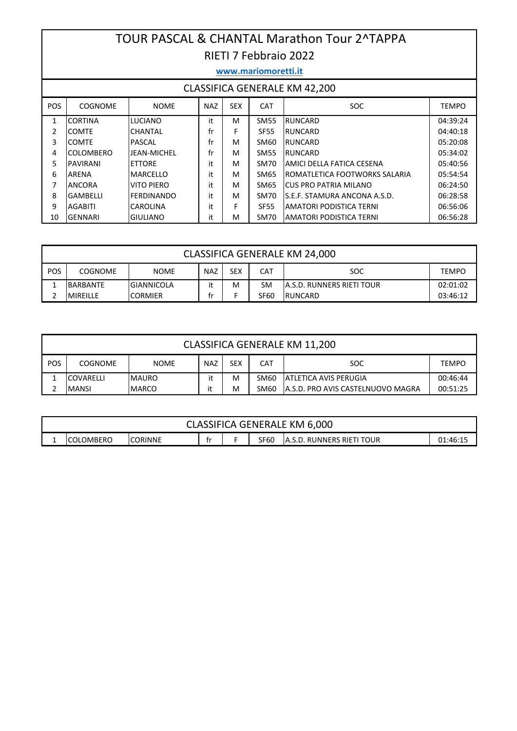# TOUR PASCAL & CHANTAL Marathon Tour 2^TAPPA

## RIETI 7 Febbraio 2022

www.mariomoretti.it

### CLASSIFICA GENERALE KM 42,200

| POS | COGNOME | NOME | NAZ | SEX | CAT | SOC | TEMPO |
|---|---|---|---|---|---|---|---|
| 1 | CORTINA | LUCIANO | it | M | SM55 | RUNCARD | 04:39:24 |
| 2 | COMTE | CHANTAL | fr | F | SF55 | RUNCARD | 04:40:18 |
| 3 | COMTE | PASCAL | fr | M | SM60 | RUNCARD | 05:20:08 |
| 4 | COLOMBERO | JEAN-MICHEL | fr | M | SM55 | RUNCARD | 05:34:02 |
| 5 | PAVIRANI | ETTORE | it | M | SM70 | AMICI DELLA FATICA CESENA | 05:40:56 |
| 6 | ARENA | MARCELLO | it | M | SM65 | ROMATLETICA FOOTWORKS SALARIA | 05:54:54 |
| 7 | ANCORA | VITO PIERO | it | M | SM65 | CUS PRO PATRIA MILANO | 06:24:50 |
| 8 | GAMBELLI | FERDINANDO | it | M | SM70 | S.E.F. STAMURA ANCONA A.S.D. | 06:28:58 |
| 9 | AGABITI | CAROLINA | it | F | SF55 | AMATORI PODISTICA TERNI | 06:56:06 |
| 10 | GENNARI | GIULIANO | it | M | SM70 | AMATORI PODISTICA TERNI | 06:56:28 |

### CLASSIFICA GENERALE KM 24,000

| POS | COGNOME | NOME | NAZ | SEX | CAT | SOC | TEMPO |
|---|---|---|---|---|---|---|---|
| 1 | BARBANTE | GIANNICOLA | it | M | SM | A.S.D. RUNNERS RIETI TOUR | 02:01:02 |
| 2 | MIREILLE | CORMIER | fr | F | SF60 | RUNCARD | 03:46:12 |

### CLASSIFICA GENERALE KM 11,200

| POS | COGNOME | NOME | NAZ | SEX | CAT | SOC | TEMPO |
|---|---|---|---|---|---|---|---|
| 1 | COVARELLI | MAURO | it | M | SM60 | ATLETICA AVIS PERUGIA | 00:46:44 |
| 2 | MANSI | MARCO | it | M | SM60 | A.S.D. PRO AVIS CASTELNUOVO MAGRA | 00:51:25 |

### CLASSIFICA GENERALE KM 6,000

| POS | COGNOME | NOME | NAZ | SEX | CAT | SOC | TEMPO |
|---|---|---|---|---|---|---|---|
| 1 | COLOMBERO | CORINNE | fr | F | SF60 | A.S.D. RUNNERS RIETI TOUR | 01:46:15 |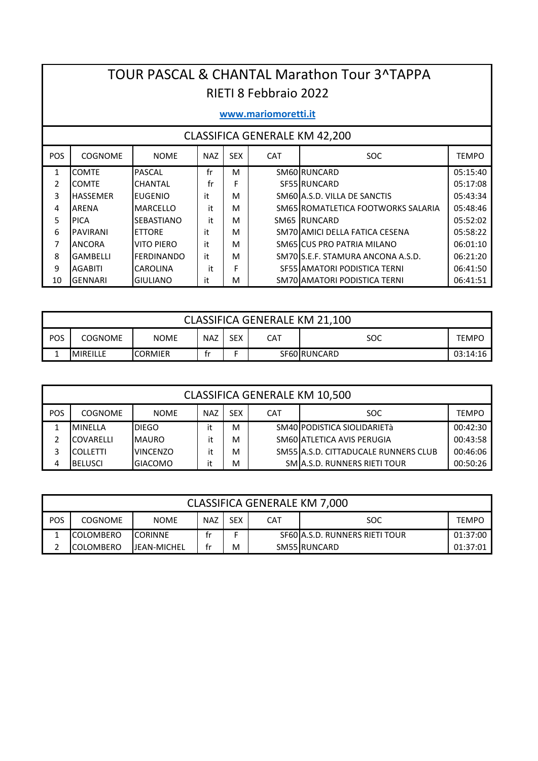# TOUR PASCAL & CHANTAL Marathon Tour 3^TAPPA

## RIETI 8 Febbraio 2022

www.mariomoretti.it

### CLASSIFICA GENERALE KM 42,200

| POS | COGNOME | NOME | NAZ | SEX | CAT | SOC | TEMPO |
|---|---|---|---|---|---|---|---|
| 1 | COMTE | PASCAL | fr | M | SM60 | RUNCARD | 05:15:40 |
| 2 | COMTE | CHANTAL | fr | F | SF55 | RUNCARD | 05:17:08 |
| 3 | HASSEMER | EUGENIO | it | M | SM60 | A.S.D. VILLA DE SANCTIS | 05:43:34 |
| 4 | ARENA | MARCELLO | it | M | SM65 | ROMATLETICA FOOTWORKS SALARIA | 05:48:46 |
| 5 | PICA | SEBASTIANO | it | M | SM65 | RUNCARD | 05:52:02 |
| 6 | PAVIRANI | ETTORE | it | M | SM70 | AMICI DELLA FATICA CESENA | 05:58:22 |
| 7 | ANCORA | VITO PIERO | it | M | SM65 | CUS PRO PATRIA MILANO | 06:01:10 |
| 8 | GAMBELLI | FERDINANDO | it | M | SM70 | S.E.F. STAMURA ANCONA A.S.D. | 06:21:20 |
| 9 | AGABITI | CAROLINA | it | F | SF55 | AMATORI PODISTICA TERNI | 06:41:50 |
| 10 | GENNARI | GIULIANO | it | M | SM70 | AMATORI PODISTICA TERNI | 06:41:51 |

### CLASSIFICA GENERALE KM 21,100

| POS | COGNOME | NOME | NAZ | SEX | CAT | SOC | TEMPO |
|---|---|---|---|---|---|---|---|
| 1 | MIREILLE | CORMIER | fr | F | SF60 | RUNCARD | 03:14:16 |

### CLASSIFICA GENERALE KM 10,500

| POS | COGNOME | NOME | NAZ | SEX | CAT | SOC | TEMPO |
|---|---|---|---|---|---|---|---|
| 1 | MINELLA | DIEGO | it | M | SM40 | PODISTICA SIOLIDARIETà | 00:42:30 |
| 2 | COVARELLI | MAURO | it | M | SM60 | ATLETICA AVIS PERUGIA | 00:43:58 |
| 3 | COLLETTI | VINCENZO | it | M | SM55 | A.S.D. CITTADUCALE RUNNERS CLUB | 00:46:06 |
| 4 | BELUSCI | GIACOMO | it | M | SM | A.S.D. RUNNERS RIETI TOUR | 00:50:26 |

### CLASSIFICA GENERALE KM 7,000

| POS | COGNOME | NOME | NAZ | SEX | CAT | SOC | TEMPO |
|---|---|---|---|---|---|---|---|
| 1 | COLOMBERO | CORINNE | fr | F | SF60 | A.S.D. RUNNERS RIETI TOUR | 01:37:00 |
| 2 | COLOMBERO | JEAN-MICHEL | fr | M | SM55 | RUNCARD | 01:37:01 |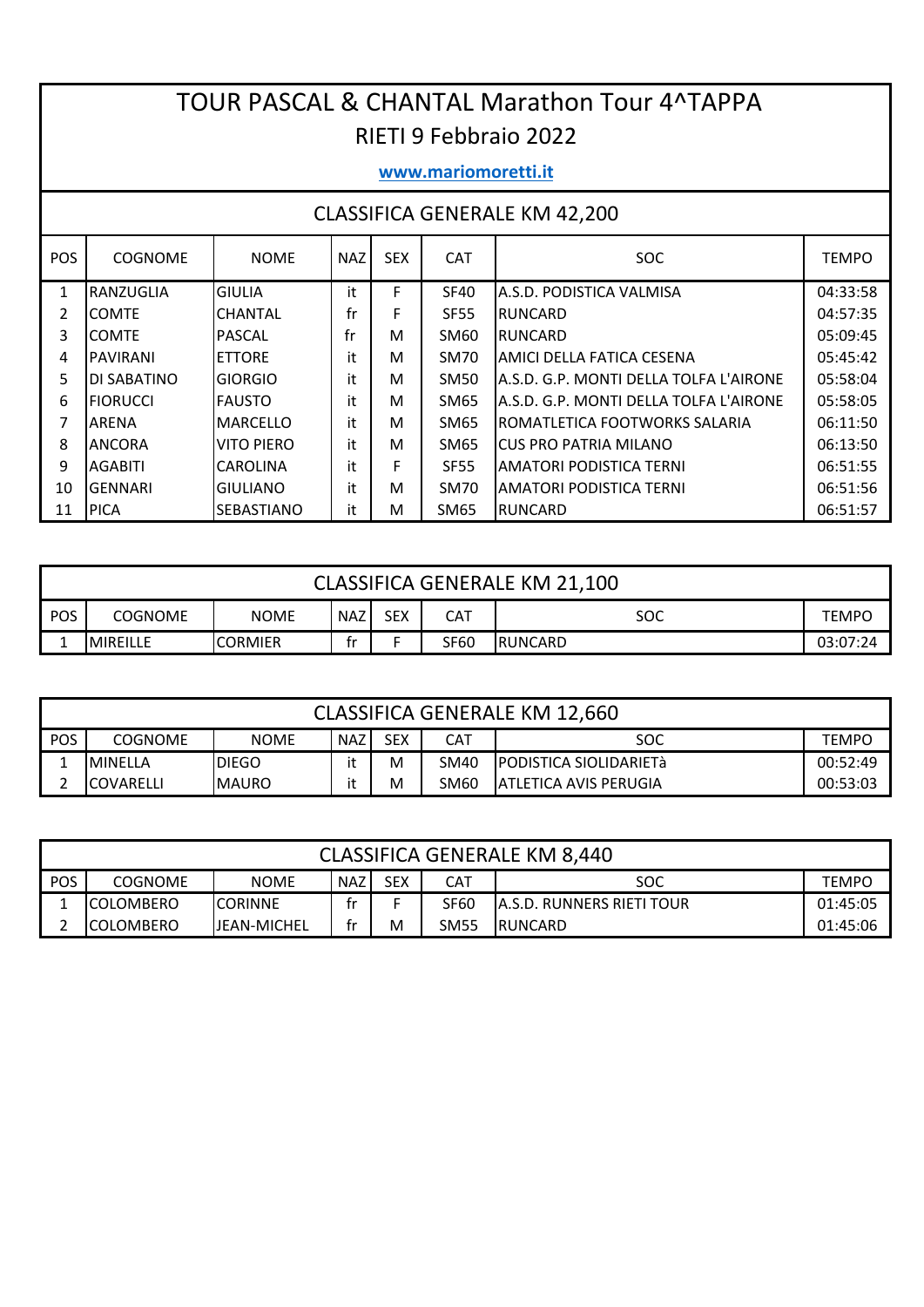# TOUR PASCAL & CHANTAL Marathon Tour 4^TAPPA

## RIETI 9 Febbraio 2022

[www.mariomoretti.it](http://www.mariomoretti.it)

### CLASSIFICA GENERALE KM 42,200

| POS | COGNOME | NOME | NAZ | SEX | CAT | SOC | TEMPO |
|---|---|---|---|---|---|---|---|
| 1 | RANZUGLIA | GIULIA | it | F | SF40 | A.S.D. PODISTICA VALMISA | 04:33:58 |
| 2 | COMTE | CHANTAL | fr | F | SF55 | RUNCARD | 04:57:35 |
| 3 | COMTE | PASCAL | fr | M | SM60 | RUNCARD | 05:09:45 |
| 4 | PAVIRANI | ETTORE | it | M | SM70 | AMICI DELLA FATICA CESENA | 05:45:42 |
| 5 | DI SABATINO | GIORGIO | it | M | SM50 | A.S.D. G.P. MONTI DELLA TOLFA L'AIRONE | 05:58:04 |
| 6 | FIORUCCI | FAUSTO | it | M | SM65 | A.S.D. G.P. MONTI DELLA TOLFA L'AIRONE | 05:58:05 |
| 7 | ARENA | MARCELLO | it | M | SM65 | ROMATLETICA FOOTWORKS SALARIA | 06:11:50 |
| 8 | ANCORA | VITO PIERO | it | M | SM65 | CUS PRO PATRIA MILANO | 06:13:50 |
| 9 | AGABITI | CAROLINA | it | F | SF55 | AMATORI PODISTICA TERNI | 06:51:55 |
| 10 | GENNARI | GIULIANO | it | M | SM70 | AMATORI PODISTICA TERNI | 06:51:56 |
| 11 | PICA | SEBASTIANO | it | M | SM65 | RUNCARD | 06:51:57 |

### CLASSIFICA GENERALE KM 21,100

| POS | COGNOME | NOME | NAZ | SEX | CAT | SOC | TEMPO |
|---|---|---|---|---|---|---|---|
| 1 | MIREILLE | CORMIER | fr | F | SF60 | RUNCARD | 03:07:24 |

### CLASSIFICA GENERALE KM 12,660

| POS | COGNOME | NOME | NAZ | SEX | CAT | SOC | TEMPO |
|---|---|---|---|---|---|---|---|
| 1 | MINELLA | DIEGO | it | M | SM40 | PODISTICA SIOLIDARIETà | 00:52:49 |
| 2 | COVARELLI | MAURO | it | M | SM60 | ATLETICA AVIS PERUGIA | 00:53:03 |

### CLASSIFICA GENERALE KM 8,440

| POS | COGNOME | NOME | NAZ | SEX | CAT | SOC | TEMPO |
|---|---|---|---|---|---|---|---|
| 1 | COLOMBERO | CORINNE | fr | F | SF60 | A.S.D. RUNNERS RIETI TOUR | 01:45:05 |
| 2 | COLOMBERO | JEAN-MICHEL | fr | M | SM55 | RUNCARD | 01:45:06 |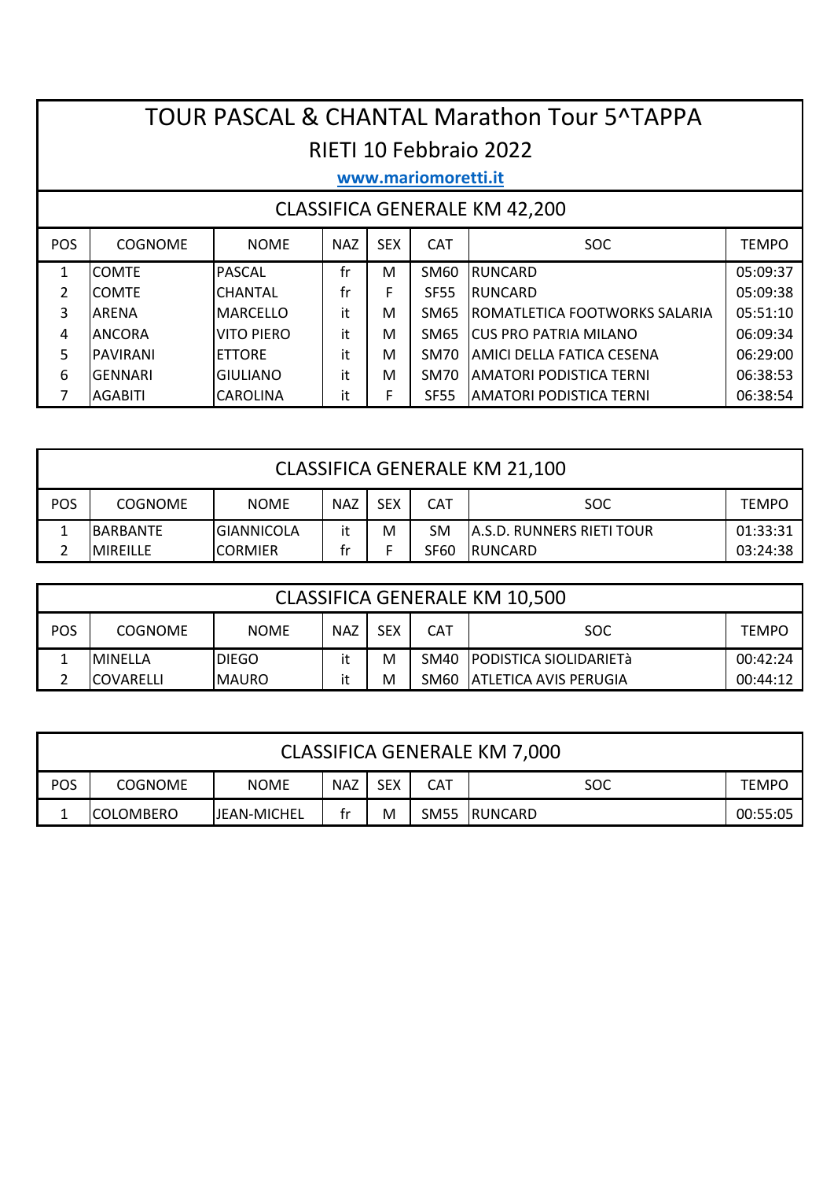# TOUR PASCAL & CHANTAL Marathon Tour 5^TAPPA

## RIETI 10 Febbraio 2022

**www.mariomoretti.it**

### CLASSIFICA GENERALE KM 42,200

| POS | COGNOME | NOME | NAZ | SEX | CAT | SOC | TEMPO |
|---|---|---|---|---|---|---|---|
| 1 | COMTE | PASCAL | fr | M | SM60 | RUNCARD | 05:09:37 |
| 2 | COMTE | CHANTAL | fr | F | SF55 | RUNCARD | 05:09:38 |
| 3 | ARENA | MARCELLO | it | M | SM65 | ROMATLETICA FOOTWORKS SALARIA | 05:51:10 |
| 4 | ANCORA | VITO PIERO | it | M | SM65 | CUS PRO PATRIA MILANO | 06:09:34 |
| 5 | PAVIRANI | ETTORE | it | M | SM70 | AMICI DELLA FATICA CESENA | 06:29:00 |
| 6 | GENNARI | GIULIANO | it | M | SM70 | AMATORI PODISTICA TERNI | 06:38:53 |
| 7 | AGABITI | CAROLINA | it | F | SF55 | AMATORI PODISTICA TERNI | 06:38:54 |

### CLASSIFICA GENERALE KM 21,100

| POS | COGNOME | NOME | NAZ | SEX | CAT | SOC | TEMPO |
|---|---|---|---|---|---|---|---|
| 1 | BARBANTE | GIANNICOLA | it | M | SM | A.S.D. RUNNERS RIETI TOUR | 01:33:31 |
| 2 | MIREILLE | CORMIER | fr | F | SF60 | RUNCARD | 03:24:38 |

### CLASSIFICA GENERALE KM 10,500

| POS | COGNOME | NOME | NAZ | SEX | CAT | SOC | TEMPO |
|---|---|---|---|---|---|---|---|
| 1 | MINELLA | DIEGO | it | M | SM40 | PODISTICA SIOLIDARIETà | 00:42:24 |
| 2 | COVARELLI | MAURO | it | M | SM60 | ATLETICA AVIS PERUGIA | 00:44:12 |

### CLASSIFICA GENERALE KM 7,000

| POS | COGNOME | NOME | NAZ | SEX | CAT | SOC | TEMPO |
|---|---|---|---|---|---|---|---|
| 1 | COLOMBERO | JEAN-MICHEL | fr | M | SM55 | RUNCARD | 00:55:05 |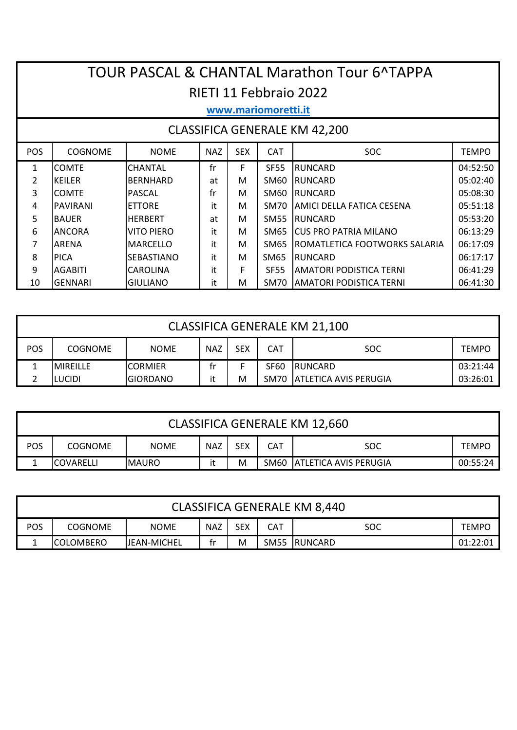# TOUR PASCAL & CHANTAL Marathon Tour 6^TAPPA

## RIETI 11 Febbraio 2022

**www.mariomoretti.it**

### CLASSIFICA GENERALE KM 42,200

| POS | COGNOME | NOME | NAZ | SEX | CAT | SOC | TEMPO |
|---|---|---|---|---|---|---|---|
| 1 | COMTE | CHANTAL | fr | F | SF55 | RUNCARD | 04:52:50 |
| 2 | KEILER | BERNHARD | at | M | SM60 | RUNCARD | 05:02:40 |
| 3 | COMTE | PASCAL | fr | M | SM60 | RUNCARD | 05:08:30 |
| 4 | PAVIRANI | ETTORE | it | M | SM70 | AMICI DELLA FATICA CESENA | 05:51:18 |
| 5 | BAUER | HERBERT | at | M | SM55 | RUNCARD | 05:53:20 |
| 6 | ANCORA | VITO PIERO | it | M | SM65 | CUS PRO PATRIA MILANO | 06:13:29 |
| 7 | ARENA | MARCELLO | it | M | SM65 | ROMATLETICA FOOTWORKS SALARIA | 06:17:09 |
| 8 | PICA | SEBASTIANO | it | M | SM65 | RUNCARD | 06:17:17 |
| 9 | AGABITI | CAROLINA | it | F | SF55 | AMATORI PODISTICA TERNI | 06:41:29 |
| 10 | GENNARI | GIULIANO | it | M | SM70 | AMATORI PODISTICA TERNI | 06:41:30 |

### CLASSIFICA GENERALE KM 21,100

| POS | COGNOME | NOME | NAZ | SEX | CAT | SOC | TEMPO |
|---|---|---|---|---|---|---|---|
| 1 | MIREILLE | CORMIER | fr | F | SF60 | RUNCARD | 03:21:44 |
| 2 | LUCIDI | GIORDANO | it | M | SM70 | ATLETICA AVIS PERUGIA | 03:26:01 |

### CLASSIFICA GENERALE KM 12,660

| POS | COGNOME | NOME | NAZ | SEX | CAT | SOC | TEMPO |
|---|---|---|---|---|---|---|---|
| 1 | COVARELLI | MAURO | it | M | SM60 | ATLETICA AVIS PERUGIA | 00:55:24 |

### CLASSIFICA GENERALE KM 8,440

| POS | COGNOME | NOME | NAZ | SEX | CAT | SOC | TEMPO |
|---|---|---|---|---|---|---|---|
| 1 | COLOMBERO | JEAN-MICHEL | fr | M | SM55 | RUNCARD | 01:22:01 |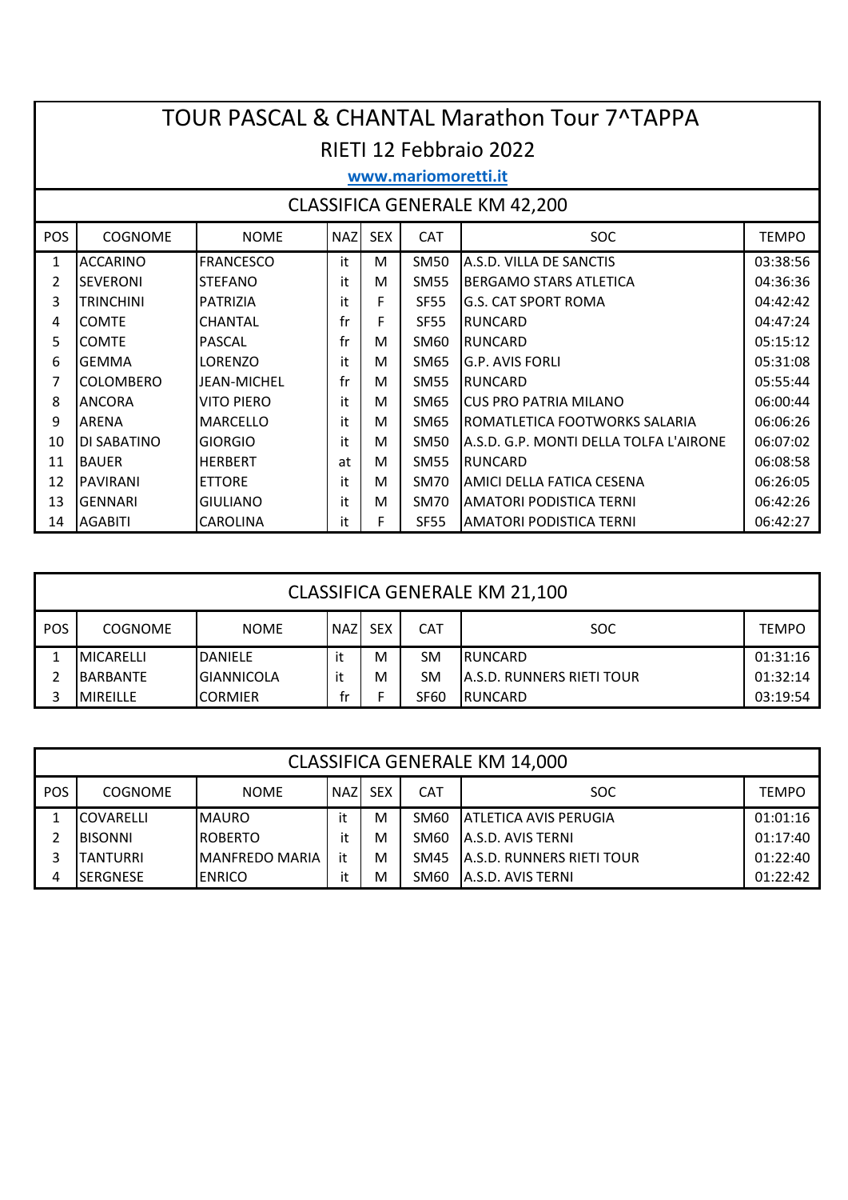# TOUR PASCAL & CHANTAL Marathon Tour 7^TAPPA

## RIETI 12 Febbraio 2022

**www.mariomoretti.it**

### CLASSIFICA GENERALE KM 42,200

| POS | COGNOME | NOME | NAZ | SEX | CAT | SOC | TEMPO |
|---|---|---|---|---|---|---|---|
| 1 | ACCARINO | FRANCESCO | it | M | SM50 | A.S.D. VILLA DE SANCTIS | 03:38:56 |
| 2 | SEVERONI | STEFANO | it | M | SM55 | BERGAMO STARS ATLETICA | 04:36:36 |
| 3 | TRINCHINI | PATRIZIA | it | F | SF55 | G.S. CAT SPORT ROMA | 04:42:42 |
| 4 | COMTE | CHANTAL | fr | F | SF55 | RUNCARD | 04:47:24 |
| 5 | COMTE | PASCAL | fr | M | SM60 | RUNCARD | 05:15:12 |
| 6 | GEMMA | LORENZO | it | M | SM65 | G.P. AVIS FORLI | 05:31:08 |
| 7 | COLOMBERO | JEAN-MICHEL | fr | M | SM55 | RUNCARD | 05:55:44 |
| 8 | ANCORA | VITO PIERO | it | M | SM65 | CUS PRO PATRIA MILANO | 06:00:44 |
| 9 | ARENA | MARCELLO | it | M | SM65 | ROMATLETICA FOOTWORKS SALARIA | 06:06:26 |
| 10 | DI SABATINO | GIORGIO | it | M | SM50 | A.S.D. G.P. MONTI DELLA TOLFA L'AIRONE | 06:07:02 |
| 11 | BAUER | HERBERT | at | M | SM55 | RUNCARD | 06:08:58 |
| 12 | PAVIRANI | ETTORE | it | M | SM70 | AMICI DELLA FATICA CESENA | 06:26:05 |
| 13 | GENNARI | GIULIANO | it | M | SM70 | AMATORI PODISTICA TERNI | 06:42:26 |
| 14 | AGABITI | CAROLINA | it | F | SF55 | AMATORI PODISTICA TERNI | 06:42:27 |

### CLASSIFICA GENERALE KM 21,100

| POS | COGNOME | NOME | NAZ | SEX | CAT | SOC | TEMPO |
|---|---|---|---|---|---|---|---|
| 1 | MICARELLI | DANIELE | it | M | SM | RUNCARD | 01:31:16 |
| 2 | BARBANTE | GIANNICOLA | it | M | SM | A.S.D. RUNNERS RIETI TOUR | 01:32:14 |
| 3 | MIREILLE | CORMIER | fr | F | SF60 | RUNCARD | 03:19:54 |

### CLASSIFICA GENERALE KM 14,000

| POS | COGNOME | NOME | NAZ | SEX | CAT | SOC | TEMPO |
|---|---|---|---|---|---|---|---|
| 1 | COVARELLI | MAURO | it | M | SM60 | ATLETICA AVIS PERUGIA | 01:01:16 |
| 2 | BISONNI | ROBERTO | it | M | SM60 | A.S.D. AVIS TERNI | 01:17:40 |
| 3 | TANTURRI | MANFREDO MARIA | it | M | SM45 | A.S.D. RUNNERS RIETI TOUR | 01:22:40 |
| 4 | SERGNESE | ENRICO | it | M | SM60 | A.S.D. AVIS TERNI | 01:22:42 |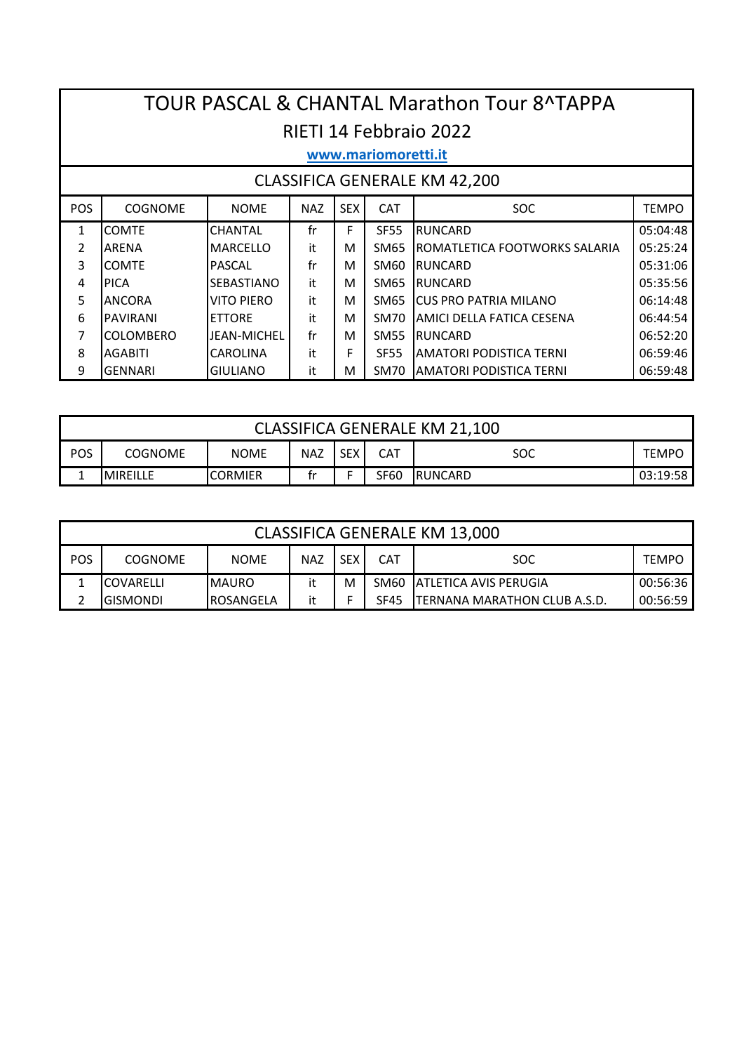# TOUR PASCAL & CHANTAL Marathon Tour 8^TAPPA

## RIETI 14 Febbraio 2022

**www.mariomoretti.it**

### CLASSIFICA GENERALE KM 42,200

| POS | COGNOME | NOME | NAZ | SEX | CAT | SOC | TEMPO |
|---|---|---|---|---|---|---|---|
| 1 | COMTE | CHANTAL | fr | F | SF55 | RUNCARD | 05:04:48 |
| 2 | ARENA | MARCELLO | it | M | SM65 | ROMATLETICA FOOTWORKS SALARIA | 05:25:24 |
| 3 | COMTE | PASCAL | fr | M | SM60 | RUNCARD | 05:31:06 |
| 4 | PICA | SEBASTIANO | it | M | SM65 | RUNCARD | 05:35:56 |
| 5 | ANCORA | VITO PIERO | it | M | SM65 | CUS PRO PATRIA MILANO | 06:14:48 |
| 6 | PAVIRANI | ETTORE | it | M | SM70 | AMICI DELLA FATICA CESENA | 06:44:54 |
| 7 | COLOMBERO | JEAN-MICHEL | fr | M | SM55 | RUNCARD | 06:52:20 |
| 8 | AGABITI | CAROLINA | it | F | SF55 | AMATORI PODISTICA TERNI | 06:59:46 |
| 9 | GENNARI | GIULIANO | it | M | SM70 | AMATORI PODISTICA TERNI | 06:59:48 |

### CLASSIFICA GENERALE KM 21,100

| POS | COGNOME | NOME | NAZ | SEX | CAT | SOC | TEMPO |
|---|---|---|---|---|---|---|---|
| 1 | MIREILLE | CORMIER | fr | F | SF60 | RUNCARD | 03:19:58 |

### CLASSIFICA GENERALE KM 13,000

| POS | COGNOME | NOME | NAZ | SEX | CAT | SOC | TEMPO |
|---|---|---|---|---|---|---|---|
| 1 | COVARELLI | MAURO | it | M | SM60 | ATLETICA AVIS PERUGIA | 00:56:36 |
| 2 | GISMONDI | ROSANGELA | it | F | SF45 | TERNANA MARATHON CLUB A.S.D. | 00:56:59 |